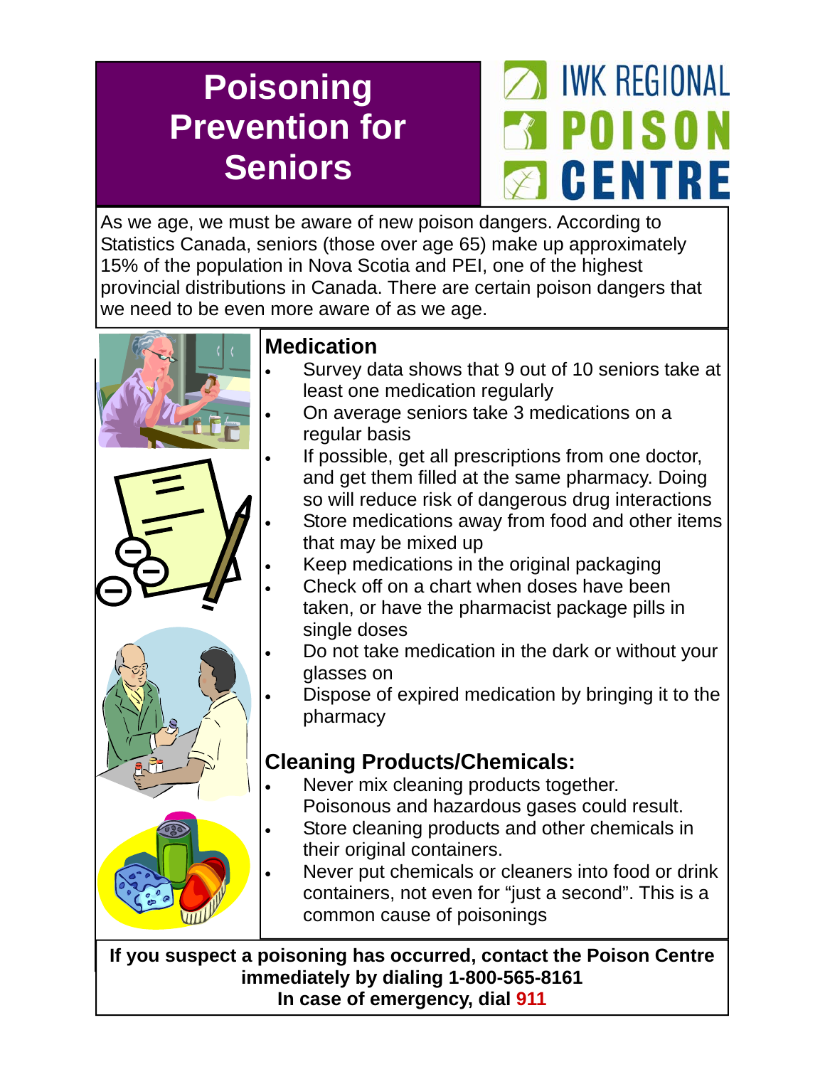# Poisoning Prevention for Seniors

IWK REGIONAL POISON CENTRE

As we age, we must be aware of new poison dangers. According to Statistics Canada, seniors (those over age 65) make up approximately 15% of the population in Nova Scotia and PEI, one of the highest provincial distributions in Canada. There are certain poison dangers that we need to be even more aware of as we age.

## Medication

- Survey data shows that 9 out of 10 seniors take at least one medication regularly
- On average seniors take 3 medications on a regular basis
- If possible, get all prescriptions from one doctor, and get them filled at the same pharmacy. Doing so will reduce risk of dangerous drug interactions
- Store medications away from food and other items that may be mixed up
- Keep medications in the original packaging
- Check off on a chart when doses have been taken, or have the pharmacist package pills in single doses
- Do not take medication in the dark or without your glasses on
- Dispose of expired medication by bringing it to the pharmacy

## Cleaning Products/Chemicals:

- Never mix cleaning products together. Poisonous and hazardous gases could result.
- Store cleaning products and other chemicals in their original containers.
- Never put chemicals or cleaners into food or drink containers, not even for "just a second". This is a common cause of poisonings

**If you suspect a poisoning has occurred, contact the Poison Centre immediately by dialing 1-800-565-8161**
**In case of emergency, dial 911**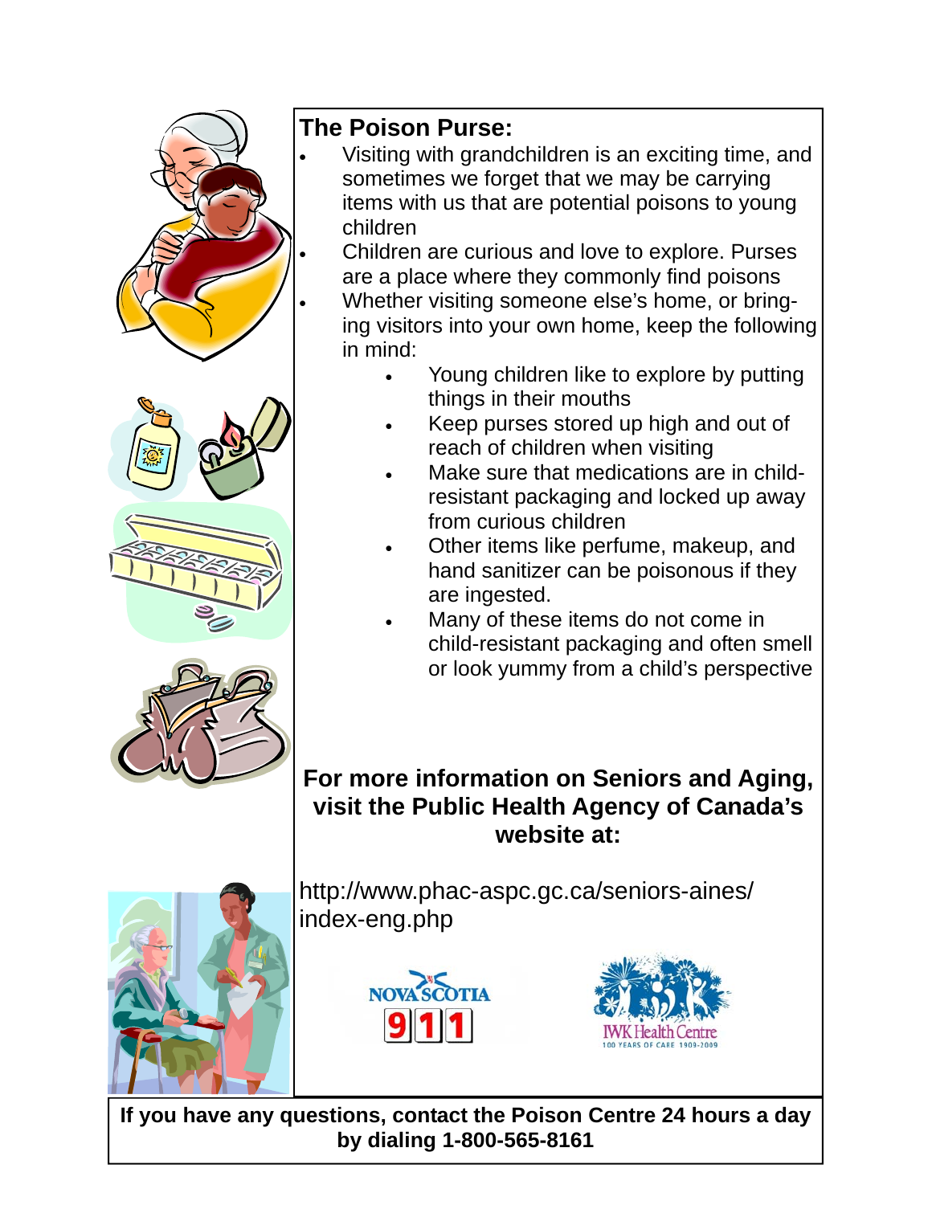## The Poison Purse:

- Visiting with grandchildren is an exciting time, and sometimes we forget that we may be carrying items with us that are potential poisons to young children
- Children are curious and love to explore. Purses are a place where they commonly find poisons
- Whether visiting someone else's home, or bringing visitors into your own home, keep the following in mind:
    - Young children like to explore by putting things in their mouths
    - Keep purses stored up high and out of reach of children when visiting
    - Make sure that medications are in child-resistant packaging and locked up away from curious children
    - Other items like perfume, makeup, and hand sanitizer can be poisonous if they are ingested.
    - Many of these items do not come in child-resistant packaging and often smell or look yummy from a child's perspective

**For more information on Seniors and Aging, visit the Public Health Agency of Canada's website at:**

http://www.phac-aspc.gc.ca/seniors-aines/index-eng.php

NOVA SCOTIA 911

IWK Health Centre
100 YEARS OF CARE 1909-2009

**If you have any questions, contact the Poison Centre 24 hours a day by dialing 1-800-565-8161**